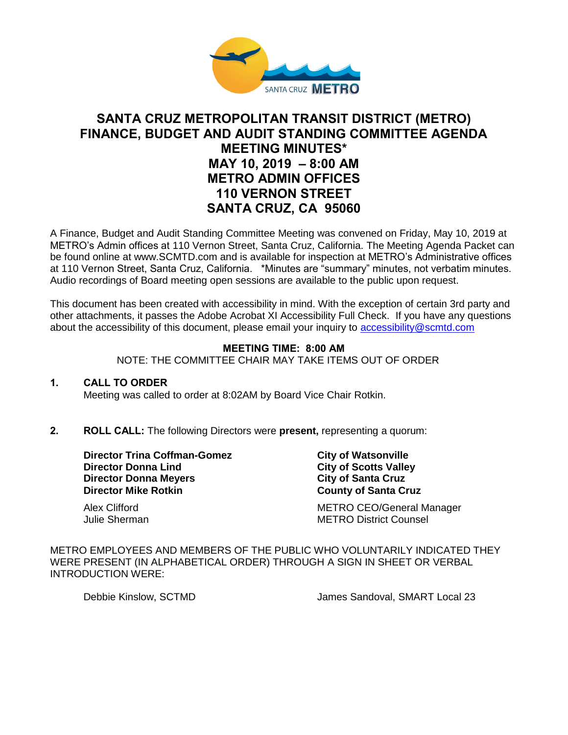# SANTA CRUZ METROPOLITAN TRANSIT DISTRICT (METRO) FINANCE, BUDGET AND AUDIT STANDING COMMITTEE AGENDA MEETING MINUTES*

## MAY 10, 2019 – 8:00 AM
## METRO ADMIN OFFICES
## 110 VERNON STREET
## SANTA CRUZ, CA 95060

A Finance, Budget and Audit Standing Committee Meeting was convened on Friday, May 10, 2019 at METRO's Admin offices at 110 Vernon Street, Santa Cruz, California. The Meeting Agenda Packet can be found online at www.SCMTD.com and is available for inspection at METRO's Administrative offices at 110 Vernon Street, Santa Cruz, California. *Minutes are "summary" minutes, not verbatim minutes. Audio recordings of Board meeting open sessions are available to the public upon request.

This document has been created with accessibility in mind. With the exception of certain 3rd party and other attachments, it passes the Adobe Acrobat XI Accessibility Full Check. If you have any questions about the accessibility of this document, please email your inquiry to accessibility@scmtd.com

**MEETING TIME: 8:00 AM**

NOTE: THE COMMITTEE CHAIR MAY TAKE ITEMS OUT OF ORDER

**1. CALL TO ORDER**

Meeting was called to order at 8:02AM by Board Vice Chair Rotkin.

**2. ROLL CALL:** The following Directors were **present,** representing a quorum:

| | |
|---|---|
| **Director Trina Coffman-Gomez** | **City of Watsonville** |
| **Director Donna Lind** | **City of Scotts Valley** |
| **Director Donna Meyers** | **City of Santa Cruz** |
| **Director Mike Rotkin** | **County of Santa Cruz** |
| Alex Clifford | METRO CEO/General Manager |
| Julie Sherman | METRO District Counsel |

METRO EMPLOYEES AND MEMBERS OF THE PUBLIC WHO VOLUNTARILY INDICATED THEY WERE PRESENT (IN ALPHABETICAL ORDER) THROUGH A SIGN IN SHEET OR VERBAL INTRODUCTION WERE:

| | |
|---|---|
| Debbie Kinslow, SCTMD | James Sandoval, SMART Local 23 |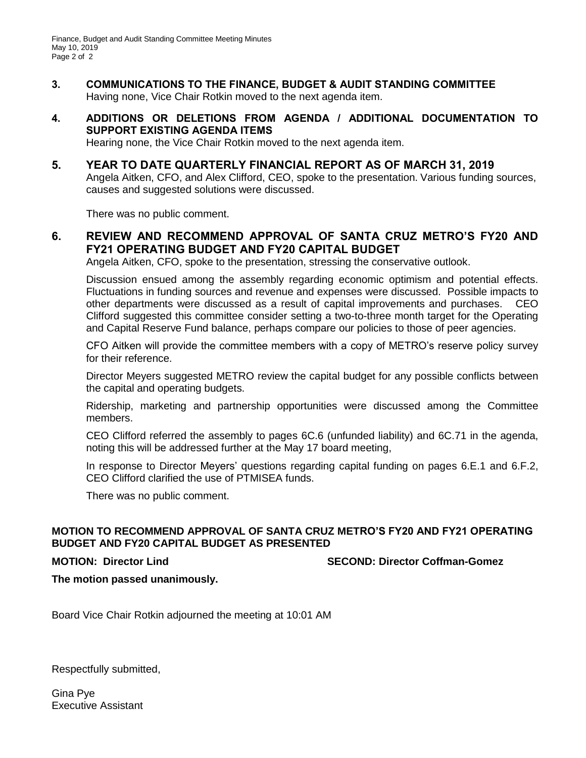## 3. COMMUNICATIONS TO THE FINANCE, BUDGET & AUDIT STANDING COMMITTEE

Having none, Vice Chair Rotkin moved to the next agenda item.

## 4. ADDITIONS OR DELETIONS FROM AGENDA / ADDITIONAL DOCUMENTATION TO SUPPORT EXISTING AGENDA ITEMS

Hearing none, the Vice Chair Rotkin moved to the next agenda item.

## 5. YEAR TO DATE QUARTERLY FINANCIAL REPORT AS OF MARCH 31, 2019

Angela Aitken, CFO, and Alex Clifford, CEO, spoke to the presentation. Various funding sources, causes and suggested solutions were discussed.

There was no public comment.

## 6. REVIEW AND RECOMMEND APPROVAL OF SANTA CRUZ METRO'S FY20 AND FY21 OPERATING BUDGET AND FY20 CAPITAL BUDGET

Angela Aitken, CFO, spoke to the presentation, stressing the conservative outlook.

Discussion ensued among the assembly regarding economic optimism and potential effects. Fluctuations in funding sources and revenue and expenses were discussed. Possible impacts to other departments were discussed as a result of capital improvements and purchases. CEO Clifford suggested this committee consider setting a two-to-three month target for the Operating and Capital Reserve Fund balance, perhaps compare our policies to those of peer agencies.

CFO Aitken will provide the committee members with a copy of METRO's reserve policy survey for their reference.

Director Meyers suggested METRO review the capital budget for any possible conflicts between the capital and operating budgets.

Ridership, marketing and partnership opportunities were discussed among the Committee members.

CEO Clifford referred the assembly to pages 6C.6 (unfunded liability) and 6C.71 in the agenda, noting this will be addressed further at the May 17 board meeting,

In response to Director Meyers' questions regarding capital funding on pages 6.E.1 and 6.F.2, CEO Clifford clarified the use of PTMISEA funds.

There was no public comment.

**MOTION TO RECOMMEND APPROVAL OF SANTA CRUZ METRO'S FY20 AND FY21 OPERATING BUDGET AND FY20 CAPITAL BUDGET AS PRESENTED**

**MOTION: Director Lind** **SECOND: Director Coffman-Gomez**

**The motion passed unanimously.**

Board Vice Chair Rotkin adjourned the meeting at 10:01 AM

Respectfully submitted,

Gina Pye
Executive Assistant